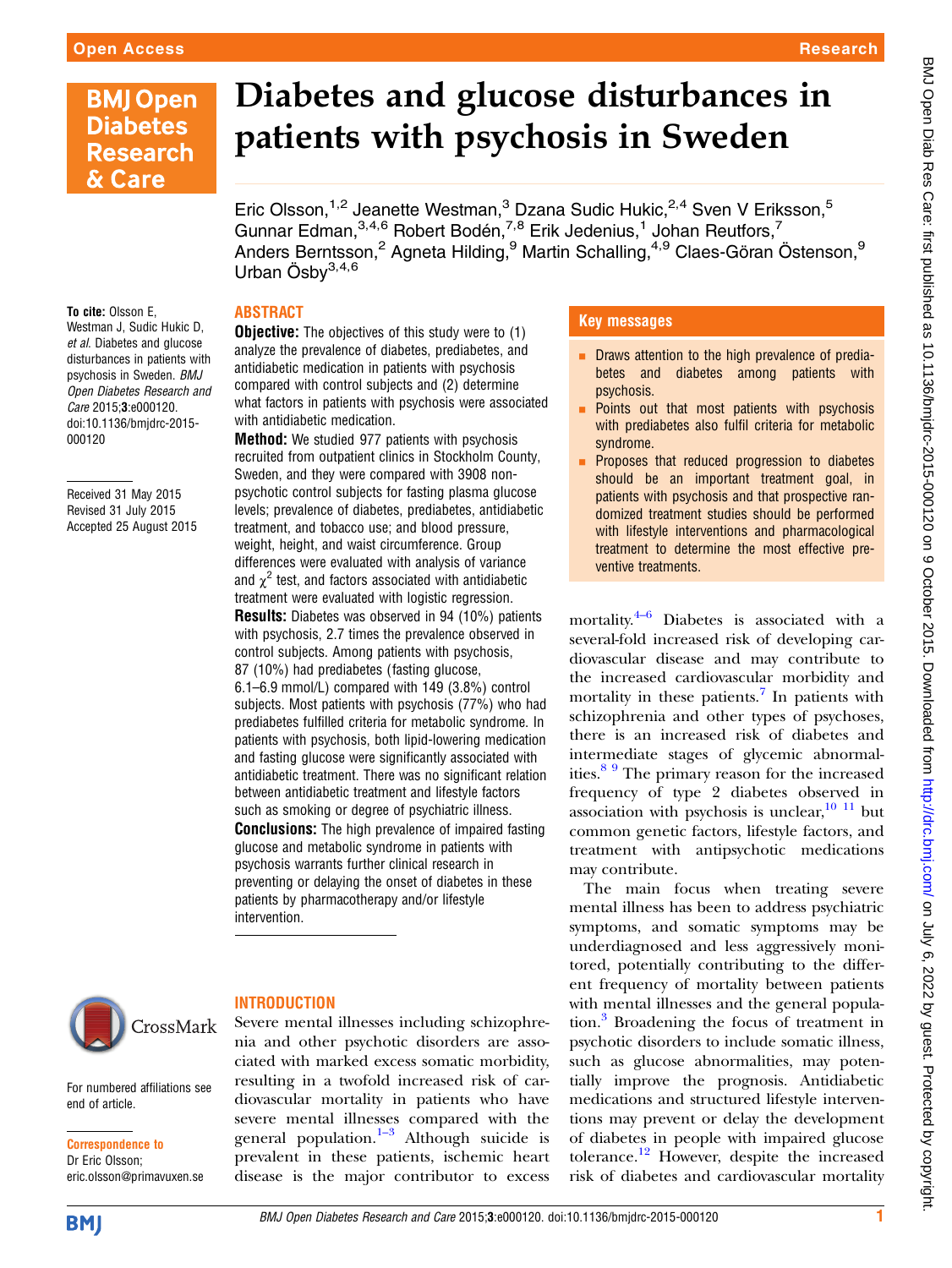# Diabetes and glucose disturbances in patients with psychosis in Sweden

Eric Olsson,[1,2] Jeanette Westman,[3] Dzana Sudic Hukic,[2,4] Sven V Eriksson,[5] Gunnar Edman,[3,4,6] Robert Bodén,[7,8] Erik Jedenius,[1] Johan Reutfors,[7] Anders Berntsson,[2] Agneta Hilding,[9] Martin Schalling,[4,9] Claes-Göran Östenson,[9] Urban Ösby[3,4,6]

**To cite:** Olsson E, Westman J, Sudic Hukic D, *et al*. Diabetes and glucose disturbances in patients with psychosis in Sweden. *BMJ Open Diabetes Research and Care* 2015;**3**:e000120. doi:10.1136/bmjdrc-2015-000120

Received 31 May 2015
Revised 31 July 2015
Accepted 25 August 2015

## ABSTRACT

**Objective:** The objectives of this study were to (1) analyze the prevalence of diabetes, prediabetes, and antidiabetic medication in patients with psychosis compared with control subjects and (2) determine what factors in patients with psychosis were associated with antidiabetic medication.

**Method:** We studied 977 patients with psychosis recruited from outpatient clinics in Stockholm County, Sweden, and they were compared with 3908 non-psychotic control subjects for fasting plasma glucose levels; prevalence of diabetes, prediabetes, antidiabetic treatment, and tobacco use; and blood pressure, weight, height, and waist circumference. Group differences were evaluated with analysis of variance and $\chi^2$ test, and factors associated with antidiabetic treatment were evaluated with logistic regression.

**Results:** Diabetes was observed in 94 (10%) patients with psychosis, 2.7 times the prevalence observed in control subjects. Among patients with psychosis, 87 (10%) had prediabetes (fasting glucose, 6.1–6.9 mmol/L) compared with 149 (3.8%) control subjects. Most patients with psychosis (77%) who had prediabetes fulfilled criteria for metabolic syndrome. In patients with psychosis, both lipid-lowering medication and fasting glucose were significantly associated with antidiabetic treatment. There was no significant relation between antidiabetic treatment and lifestyle factors such as smoking or degree of psychiatric illness.

**Conclusions:** The high prevalence of impaired fasting glucose and metabolic syndrome in patients with psychosis warrants further clinical research in preventing or delaying the onset of diabetes in these patients by pharmacotherapy and/or lifestyle intervention.

## Key messages

- Draws attention to the high prevalence of prediabetes and diabetes among patients with psychosis.
- Points out that most patients with psychosis with prediabetes also fulfil criteria for metabolic syndrome.
- Proposes that reduced progression to diabetes should be an important treatment goal, in patients with psychosis and that prospective randomized treatment studies should be performed with lifestyle interventions and pharmacological treatment to determine the most effective preventive treatments.

For numbered affiliations see end of article.

**Correspondence to**
Dr Eric Olsson;
eric.olsson@primavuxen.se

## INTRODUCTION

Severe mental illnesses including schizophrenia and other psychotic disorders are associated with marked excess somatic morbidity, resulting in a twofold increased risk of cardiovascular mortality in patients who have severe mental illnesses compared with the general population.[1–3] Although suicide is prevalent in these patients, ischemic heart disease is the major contributor to excess mortality.[4–6] Diabetes is associated with a several-fold increased risk of developing cardiovascular disease and may contribute to the increased cardiovascular morbidity and mortality in these patients.[7] In patients with schizophrenia and other types of psychoses, there is an increased risk of diabetes and intermediate stages of glycemic abnormalities.[8 9] The primary reason for the increased frequency of type 2 diabetes observed in association with psychosis is unclear,[10 11] but common genetic factors, lifestyle factors, and treatment with antipsychotic medications may contribute.

The main focus when treating severe mental illness has been to address psychiatric symptoms, and somatic symptoms may be underdiagnosed and less aggressively monitored, potentially contributing to the different frequency of mortality between patients with mental illnesses and the general population.[3] Broadening the focus of treatment in psychotic disorders to include somatic illness, such as glucose abnormalities, may potentially improve the prognosis. Antidiabetic medications and structured lifestyle interventions may prevent or delay the development of diabetes in people with impaired glucose tolerance.[12] However, despite the increased risk of diabetes and cardiovascular mortality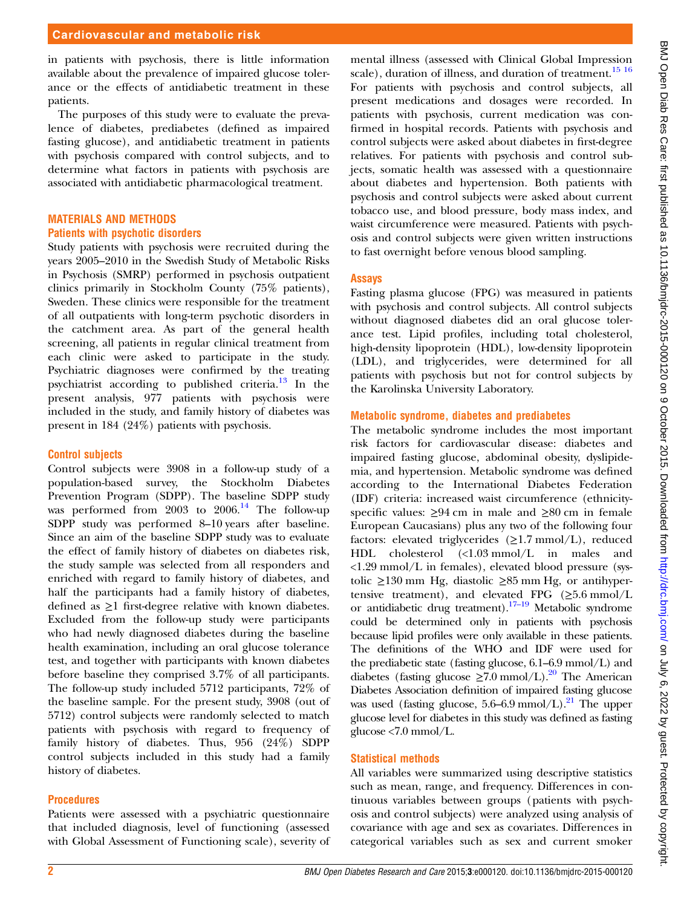in patients with psychosis, there is little information available about the prevalence of impaired glucose tolerance or the effects of antidiabetic treatment in these patients.

The purposes of this study were to evaluate the prevalence of diabetes, prediabetes (defined as impaired fasting glucose), and antidiabetic treatment in patients with psychosis compared with control subjects, and to determine what factors in patients with psychosis are associated with antidiabetic pharmacological treatment.

## MATERIALS AND METHODS

### Patients with psychotic disorders

Study patients with psychosis were recruited during the years 2005–2010 in the Swedish Study of Metabolic Risks in Psychosis (SMRP) performed in psychosis outpatient clinics primarily in Stockholm County (75% patients), Sweden. These clinics were responsible for the treatment of all outpatients with long-term psychotic disorders in the catchment area. As part of the general health screening, all patients in regular clinical treatment from each clinic were asked to participate in the study. Psychiatric diagnoses were confirmed by the treating psychiatrist according to published criteria.[13] In the present analysis, 977 patients with psychosis were included in the study, and family history of diabetes was present in 184 (24%) patients with psychosis.

### Control subjects

Control subjects were 3908 in a follow-up study of a population-based survey, the Stockholm Diabetes Prevention Program (SDPP). The baseline SDPP study was performed from 2003 to 2006.[14] The follow-up SDPP study was performed 8–10 years after baseline. Since an aim of the baseline SDPP study was to evaluate the effect of family history of diabetes on diabetes risk, the study sample was selected from all responders and enriched with regard to family history of diabetes, and half the participants had a family history of diabetes, defined as ≥1 first-degree relative with known diabetes. Excluded from the follow-up study were participants who had newly diagnosed diabetes during the baseline health examination, including an oral glucose tolerance test, and together with participants with known diabetes before baseline they comprised 3.7% of all participants. The follow-up study included 5712 participants, 72% of the baseline sample. For the present study, 3908 (out of 5712) control subjects were randomly selected to match patients with psychosis with regard to frequency of family history of diabetes. Thus, 956 (24%) SDPP control subjects included in this study had a family history of diabetes.

### Procedures

Patients were assessed with a psychiatric questionnaire that included diagnosis, level of functioning (assessed with Global Assessment of Functioning scale), severity of mental illness (assessed with Clinical Global Impression scale), duration of illness, and duration of treatment.[15,16] For patients with psychosis and control subjects, all present medications and dosages were recorded. In patients with psychosis, current medication was confirmed in hospital records. Patients with psychosis and control subjects were asked about diabetes in first-degree relatives. For patients with psychosis and control subjects, somatic health was assessed with a questionnaire about diabetes and hypertension. Both patients with psychosis and control subjects were asked about current tobacco use, and blood pressure, body mass index, and waist circumference were measured. Patients with psychosis and control subjects were given written instructions to fast overnight before venous blood sampling.

### Assays

Fasting plasma glucose (FPG) was measured in patients with psychosis and control subjects. All control subjects without diagnosed diabetes did an oral glucose tolerance test. Lipid profiles, including total cholesterol, high-density lipoprotein (HDL), low-density lipoprotein (LDL), and triglycerides, were determined for all patients with psychosis but not for control subjects by the Karolinska University Laboratory.

### Metabolic syndrome, diabetes and prediabetes

The metabolic syndrome includes the most important risk factors for cardiovascular disease: diabetes and impaired fasting glucose, abdominal obesity, dyslipidemia, and hypertension. Metabolic syndrome was defined according to the International Diabetes Federation (IDF) criteria: increased waist circumference (ethnicity-specific values: ≥94 cm in male and ≥80 cm in female European Caucasians) plus any two of the following four factors: elevated triglycerides (≥1.7 mmol/L), reduced HDL cholesterol (<1.03 mmol/L in males and <1.29 mmol/L in females), elevated blood pressure (systolic ≥130 mm Hg, diastolic ≥85 mm Hg, or antihypertensive treatment), and elevated FPG (≥5.6 mmol/L or antidiabetic drug treatment).[17–19] Metabolic syndrome could be determined only in patients with psychosis because lipid profiles were only available in these patients. The definitions of the WHO and IDF were used for the prediabetic state (fasting glucose, 6.1–6.9 mmol/L) and diabetes (fasting glucose ≥7.0 mmol/L).[20] The American Diabetes Association definition of impaired fasting glucose was used (fasting glucose, 5.6–6.9 mmol/L).[21] The upper glucose level for diabetes in this study was defined as fasting glucose <7.0 mmol/L.

### Statistical methods

All variables were summarized using descriptive statistics such as mean, range, and frequency. Differences in continuous variables between groups (patients with psychosis and control subjects) were analyzed using analysis of covariance with age and sex as covariates. Differences in categorical variables such as sex and current smoker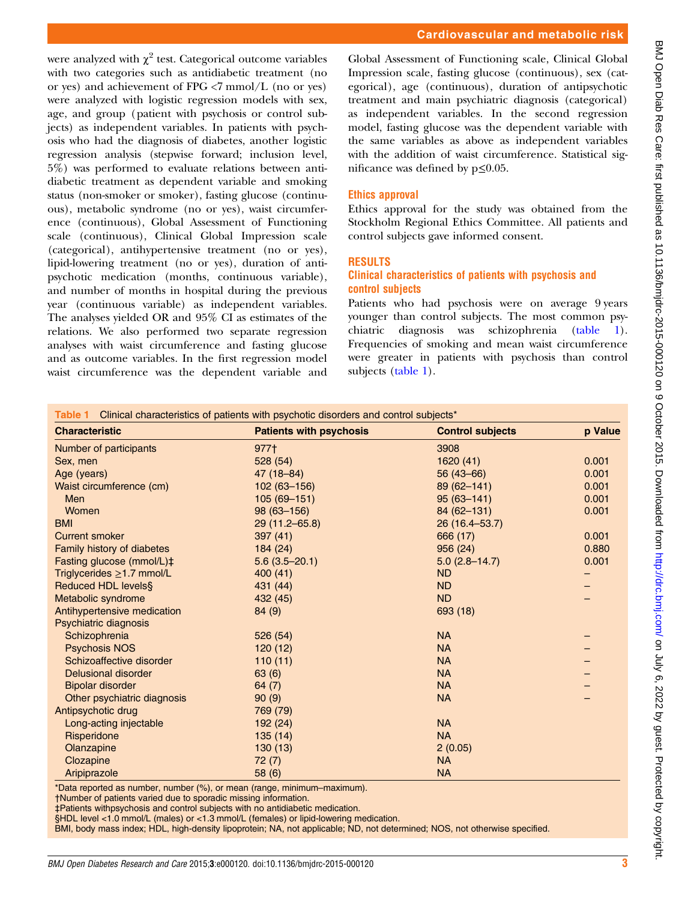were analyzed with $\chi^2$ test. Categorical outcome variables with two categories such as antidiabetic treatment (no or yes) and achievement of FPG <7 mmol/L (no or yes) were analyzed with logistic regression models with sex, age, and group (patient with psychosis or control subjects) as independent variables. In patients with psychosis who had the diagnosis of diabetes, another logistic regression analysis (stepwise forward; inclusion level, 5%) was performed to evaluate relations between antidiabetic treatment as dependent variable and smoking status (non-smoker or smoker), fasting glucose (continuous), metabolic syndrome (no or yes), waist circumference (continuous), Global Assessment of Functioning scale (continuous), Clinical Global Impression scale (categorical), antihypertensive treatment (no or yes), lipid-lowering treatment (no or yes), duration of antipsychotic medication (months, continuous variable), and number of months in hospital during the previous year (continuous variable) as independent variables. The analyses yielded OR and 95% CI as estimates of the relations. We also performed two separate regression analyses with waist circumference and fasting glucose and as outcome variables. In the first regression model waist circumference was the dependent variable and Global Assessment of Functioning scale, Clinical Global Impression scale, fasting glucose (continuous), sex (categorical), age (continuous), duration of antipsychotic treatment and main psychiatric diagnosis (categorical) as independent variables. In the second regression model, fasting glucose was the dependent variable with the same variables as above as independent variables with the addition of waist circumference. Statistical significance was defined by p≤0.05.

## Ethics approval

Ethics approval for the study was obtained from the Stockholm Regional Ethics Committee. All patients and control subjects gave informed consent.

## RESULTS

### Clinical characteristics of patients with psychosis and control subjects

Patients who had psychosis were on average 9 years younger than control subjects. The most common psychiatric diagnosis was schizophrenia (table 1). Frequencies of smoking and mean waist circumference were greater in patients with psychosis than control subjects (table 1).

**Table 1** Clinical characteristics of patients with psychotic disorders and control subjects*

| Characteristic | Patients with psychosis | Control subjects | p Value |
|---|---|---|---|
| Number of participants | 977† | 3908 | |
| Sex, men | 528 (54) | 1620 (41) | 0.001 |
| Age (years) | 47 (18–84) | 56 (43–66) | 0.001 |
| Waist circumference (cm) | 102 (63–156) | 89 (62–141) | 0.001 |
| Men | 105 (69–151) | 95 (63–141) | 0.001 |
| Women | 98 (63–156) | 84 (62–131) | 0.001 |
| BMI | 29 (11.2–65.8) | 26 (16.4–53.7) | |
| Current smoker | 397 (41) | 666 (17) | 0.001 |
| Family history of diabetes | 184 (24) | 956 (24) | 0.880 |
| Fasting glucose (mmol/L)‡ | 5.6 (3.5–20.1) | 5.0 (2.8–14.7) | 0.001 |
| Triglycerides ≥1.7 mmol/L | 400 (41) | ND | – |
| Reduced HDL levels§ | 431 (44) | ND | – |
| Metabolic syndrome | 432 (45) | ND | – |
| Antihypertensive medication | 84 (9) | 693 (18) | |
| Psychiatric diagnosis | | | |
| Schizophrenia | 526 (54) | NA | – |
| Psychosis NOS | 120 (12) | NA | – |
| Schizoaffective disorder | 110 (11) | NA | – |
| Delusional disorder | 63 (6) | NA | – |
| Bipolar disorder | 64 (7) | NA | – |
| Other psychiatric diagnosis | 90 (9) | NA | – |
| Antipsychotic drug | 769 (79) | | |
| Long-acting injectable | 192 (24) | NA | |
| Risperidone | 135 (14) | NA | |
| Olanzapine | 130 (13) | 2 (0.05) | |
| Clozapine | 72 (7) | NA | |
| Aripiprazole | 58 (6) | NA | |

*Data reported as number, number (%), or mean (range, minimum–maximum).
†Number of patients varied due to sporadic missing information.
‡Patients withpsychosis and control subjects with no antidiabetic medication.
§HDL level <1.0 mmol/L (males) or <1.3 mmol/L (females) or lipid-lowering medication.
BMI, body mass index; HDL, high-density lipoprotein; NA, not applicable; ND, not determined; NOS, not otherwise specified.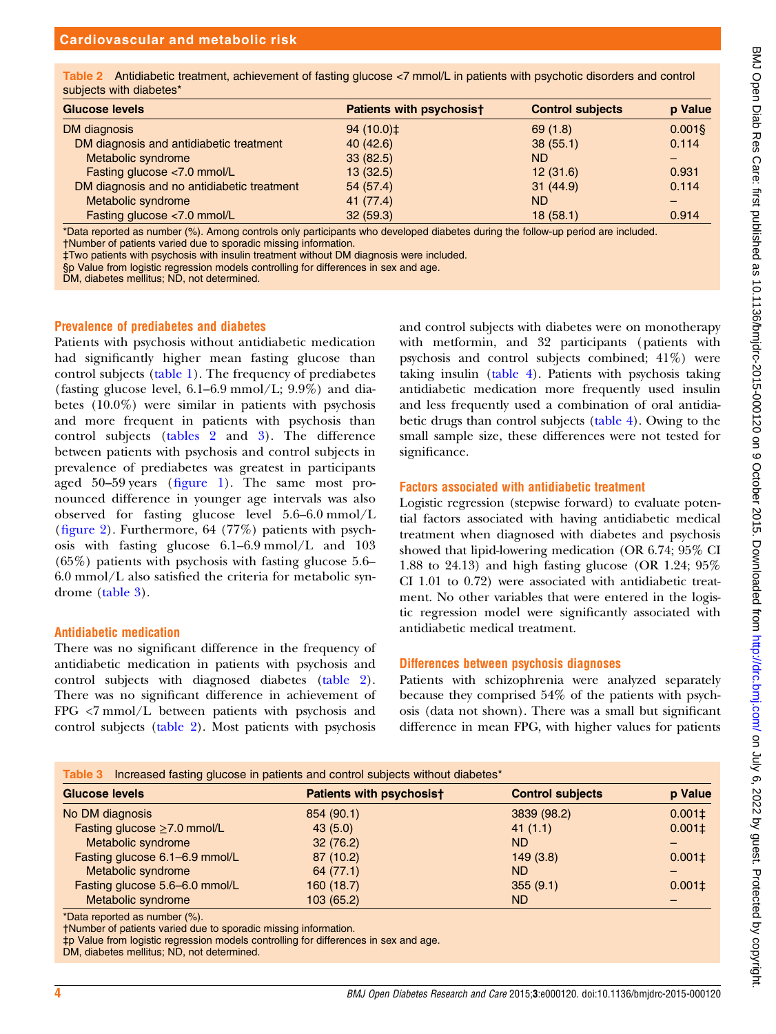**Table 2** Antidiabetic treatment, achievement of fasting glucose <7 mmol/L in patients with psychotic disorders and control subjects with diabetes*

| Glucose levels | Patients with psychosis† | Control subjects | p Value |
|---|---|---|---|
| DM diagnosis | 94 (10.0)‡ | 69 (1.8) | 0.001§ |
| DM diagnosis and antidiabetic treatment | 40 (42.6) | 38 (55.1) | 0.114 |
| Metabolic syndrome | 33 (82.5) | ND | – |
| Fasting glucose <7.0 mmol/L | 13 (32.5) | 12 (31.6) | 0.931 |
| DM diagnosis and no antidiabetic treatment | 54 (57.4) | 31 (44.9) | 0.114 |
| Metabolic syndrome | 41 (77.4) | ND | – |
| Fasting glucose <7.0 mmol/L | 32 (59.3) | 18 (58.1) | 0.914 |

*Data reported as number (%). Among controls only participants who developed diabetes during the follow-up period are included.
†Number of patients varied due to sporadic missing information.
‡Two patients with psychosis with insulin treatment without DM diagnosis were included.
§p Value from logistic regression models controlling for differences in sex and age.
DM, diabetes mellitus; ND, not determined.

## Prevalence of prediabetes and diabetes

Patients with psychosis without antidiabetic medication had significantly higher mean fasting glucose than control subjects (table 1). The frequency of prediabetes (fasting glucose level, 6.1–6.9 mmol/L; 9.9%) and diabetes (10.0%) were similar in patients with psychosis and more frequent in patients with psychosis than control subjects (tables 2 and 3). The difference between patients with psychosis and control subjects in prevalence of prediabetes was greatest in participants aged 50–59 years (figure 1). The same most pronounced difference in younger age intervals was also observed for fasting glucose level 5.6–6.0 mmol/L (figure 2). Furthermore, 64 (77%) patients with psychosis with fasting glucose 6.1–6.9 mmol/L and 103 (65%) patients with psychosis with fasting glucose 5.6–6.0 mmol/L also satisfied the criteria for metabolic syndrome (table 3).

## Antidiabetic medication

There was no significant difference in the frequency of antidiabetic medication in patients with psychosis and control subjects with diagnosed diabetes (table 2). There was no significant difference in achievement of FPG <7 mmol/L between patients with psychosis and control subjects (table 2). Most patients with psychosis and control subjects with diabetes were on monotherapy with metformin, and 32 participants (patients with psychosis and control subjects combined; 41%) were taking insulin (table 4). Patients with psychosis taking antidiabetic medication more frequently used insulin and less frequently used a combination of oral antidiabetic drugs than control subjects (table 4). Owing to the small sample size, these differences were not tested for significance.

## Factors associated with antidiabetic treatment

Logistic regression (stepwise forward) to evaluate potential factors associated with having antidiabetic medical treatment when diagnosed with diabetes and psychosis showed that lipid-lowering medication (OR 6.74; 95% CI 1.88 to 24.13) and high fasting glucose (OR 1.24; 95% CI 1.01 to 0.72) were associated with antidiabetic treatment. No other variables that were entered in the logistic regression model were significantly associated with antidiabetic medical treatment.

## Differences between psychosis diagnoses

Patients with schizophrenia were analyzed separately because they comprised 54% of the patients with psychosis (data not shown). There was a small but significant difference in mean FPG, with higher values for patients

**Table 3** Increased fasting glucose in patients and control subjects without diabetes*

| Glucose levels | Patients with psychosis† | Control subjects | p Value |
|---|---|---|---|
| No DM diagnosis | 854 (90.1) | 3839 (98.2) | 0.001‡ |
| Fasting glucose ≥7.0 mmol/L | 43 (5.0) | 41 (1.1) | 0.001‡ |
| Metabolic syndrome | 32 (76.2) | ND | – |
| Fasting glucose 6.1–6.9 mmol/L | 87 (10.2) | 149 (3.8) | 0.001‡ |
| Metabolic syndrome | 64 (77.1) | ND | – |
| Fasting glucose 5.6–6.0 mmol/L | 160 (18.7) | 355 (9.1) | 0.001‡ |
| Metabolic syndrome | 103 (65.2) | ND | – |

*Data reported as number (%).
†Number of patients varied due to sporadic missing information.
‡p Value from logistic regression models controlling for differences in sex and age.
DM, diabetes mellitus; ND, not determined.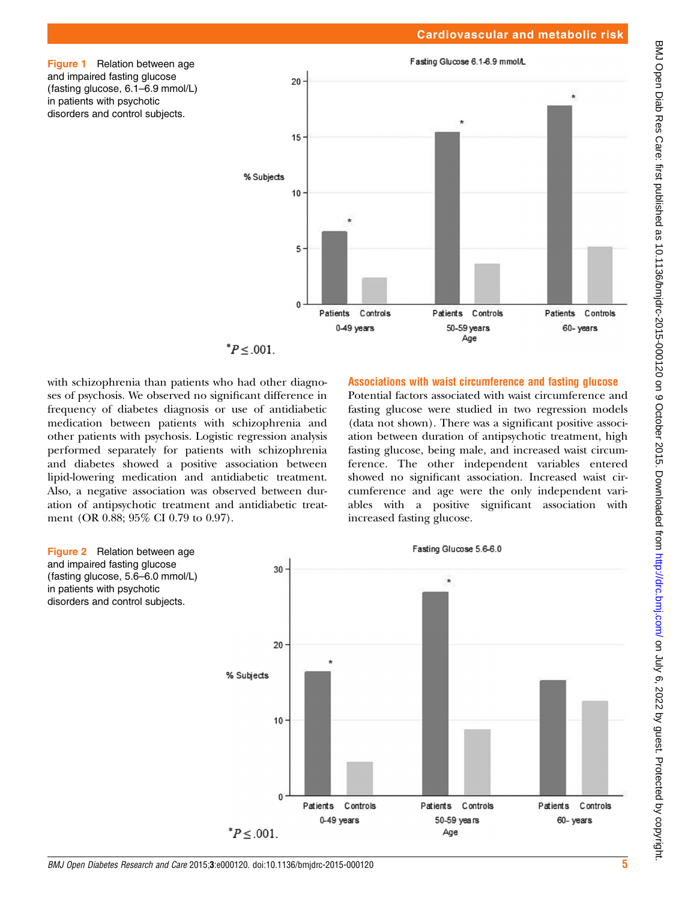Figure 1 Relation between age and impaired fasting glucose (fasting glucose, 6.1–6.9 mmol/L) in patients with psychotic disorders and control subjects.

$^{*}P \leq .001$.

with schizophrenia than patients who had other diagnoses of psychosis. We observed no significant difference in frequency of diabetes diagnosis or use of antidiabetic medication between patients with schizophrenia and other patients with psychosis. Logistic regression analysis performed separately for patients with schizophrenia and diabetes showed a positive association between lipid-lowering medication and antidiabetic treatment. Also, a negative association was observed between duration of antipsychotic treatment and antidiabetic treatment (OR 0.88; 95% CI 0.79 to 0.97).

### Associations with waist circumference and fasting glucose

Potential factors associated with waist circumference and fasting glucose were studied in two regression models (data not shown). There was a significant positive association between duration of antipsychotic treatment, high fasting glucose, being male, and increased waist circumference. The other independent variables entered showed no significant association. Increased waist circumference and age were the only independent variables with a positive significant association with increased fasting glucose.

Figure 2 Relation between age and impaired fasting glucose (fasting glucose, 5.6–6.0 mmol/L) in patients with psychotic disorders and control subjects.

$^{*}P \leq .001$.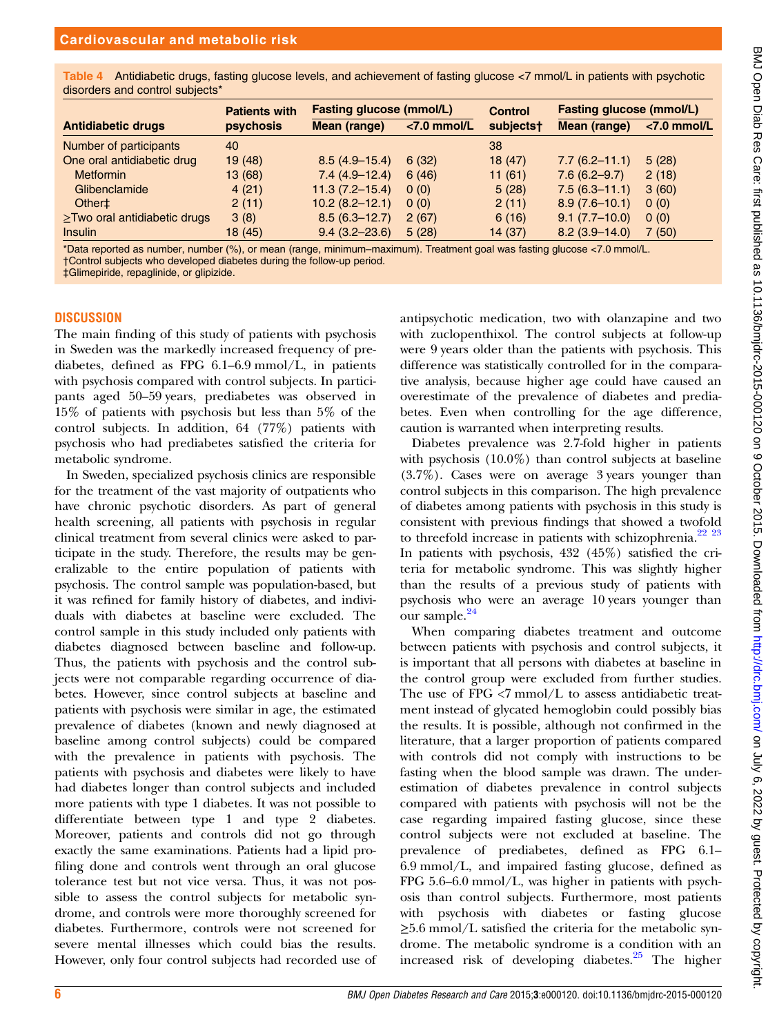**Table 4** Antidiabetic drugs, fasting glucose levels, and achievement of fasting glucose <7 mmol/L in patients with psychotic disorders and control subjects*

| Antidiabetic drugs | Patients with psychosis | Fasting glucose (mmol/L) | | Control subjects† | Fasting glucose (mmol/L) | |
|---|---|---|---|---|---|---|
| | | Mean (range) | <7.0 mmol/L | | Mean (range) | <7.0 mmol/L |
| Number of participants | 40 | | | 38 | | |
| One oral antidiabetic drug | 19 (48) | 8.5 (4.9–15.4) | 6 (32) | 18 (47) | 7.7 (6.2–11.1) | 5 (28) |
| Metformin | 13 (68) | 7.4 (4.9–12.4) | 6 (46) | 11 (61) | 7.6 (6.2–9.7) | 2 (18) |
| Glibenclamide | 4 (21) | 11.3 (7.2–15.4) | 0 (0) | 5 (28) | 7.5 (6.3–11.1) | 3 (60) |
| Other‡ | 2 (11) | 10.2 (8.2–12.1) | 0 (0) | 2 (11) | 8.9 (7.6–10.1) | 0 (0) |
| ≥Two oral antidiabetic drugs | 3 (8) | 8.5 (6.3–12.7) | 2 (67) | 6 (16) | 9.1 (7.7–10.0) | 0 (0) |
| Insulin | 18 (45) | 9.4 (3.2–23.6) | 5 (28) | 14 (37) | 8.2 (3.9–14.0) | 7 (50) |

*Data reported as number, number (%), or mean (range, minimum–maximum). Treatment goal was fasting glucose <7.0 mmol/L.
†Control subjects who developed diabetes during the follow-up period.
‡Glimepiride, repaglinide, or glipizide.

## DISCUSSION

The main finding of this study of patients with psychosis in Sweden was the markedly increased frequency of prediabetes, defined as FPG 6.1–6.9 mmol/L, in patients with psychosis compared with control subjects. In participants aged 50–59 years, prediabetes was observed in 15% of patients with psychosis but less than 5% of the control subjects. In addition, 64 (77%) patients with psychosis who had prediabetes satisfied the criteria for metabolic syndrome.

In Sweden, specialized psychosis clinics are responsible for the treatment of the vast majority of outpatients who have chronic psychotic disorders. As part of general health screening, all patients with psychosis in regular clinical treatment from several clinics were asked to participate in the study. Therefore, the results may be generalizable to the entire population of patients with psychosis. The control sample was population-based, but it was refined for family history of diabetes, and individuals with diabetes at baseline were excluded. The control sample in this study included only patients with diabetes diagnosed between baseline and follow-up. Thus, the patients with psychosis and the control subjects were not comparable regarding occurrence of diabetes. However, since control subjects at baseline and patients with psychosis were similar in age, the estimated prevalence of diabetes (known and newly diagnosed at baseline among control subjects) could be compared with the prevalence in patients with psychosis. The patients with psychosis and diabetes were likely to have had diabetes longer than control subjects and included more patients with type 1 diabetes. It was not possible to differentiate between type 1 and type 2 diabetes. Moreover, patients and controls did not go through exactly the same examinations. Patients had a lipid profiling done and controls went through an oral glucose tolerance test but not vice versa. Thus, it was not possible to assess the control subjects for metabolic syndrome, and controls were more thoroughly screened for diabetes. Furthermore, controls were not screened for severe mental illnesses which could bias the results. However, only four control subjects had recorded use of antipsychotic medication, two with olanzapine and two with zuclopenthixol. The control subjects at follow-up were 9 years older than the patients with psychosis. This difference was statistically controlled for in the comparative analysis, because higher age could have caused an overestimate of the prevalence of diabetes and prediabetes. Even when controlling for the age difference, caution is warranted when interpreting results.

Diabetes prevalence was 2.7-fold higher in patients with psychosis (10.0%) than control subjects at baseline (3.7%). Cases were on average 3 years younger than control subjects in this comparison. The high prevalence of diabetes among patients with psychosis in this study is consistent with previous findings that showed a twofold to threefold increase in patients with schizophrenia.[22 23] In patients with psychosis, 432 (45%) satisfied the criteria for metabolic syndrome. This was slightly higher than the results of a previous study of patients with psychosis who were an average 10 years younger than our sample.[24]

When comparing diabetes treatment and outcome between patients with psychosis and control subjects, it is important that all persons with diabetes at baseline in the control group were excluded from further studies. The use of FPG <7 mmol/L to assess antidiabetic treatment instead of glycated hemoglobin could possibly bias the results. It is possible, although not confirmed in the literature, that a larger proportion of patients compared with controls did not comply with instructions to be fasting when the blood sample was drawn. The underestimation of diabetes prevalence in control subjects compared with patients with psychosis will not be the case regarding impaired fasting glucose, since these control subjects were not excluded at baseline. The prevalence of prediabetes, defined as FPG 6.1–6.9 mmol/L, and impaired fasting glucose, defined as FPG 5.6–6.0 mmol/L, was higher in patients with psychosis than control subjects. Furthermore, most patients with psychosis with diabetes or fasting glucose ≥5.6 mmol/L satisfied the criteria for the metabolic syndrome. The metabolic syndrome is a condition with an increased risk of developing diabetes.[25] The higher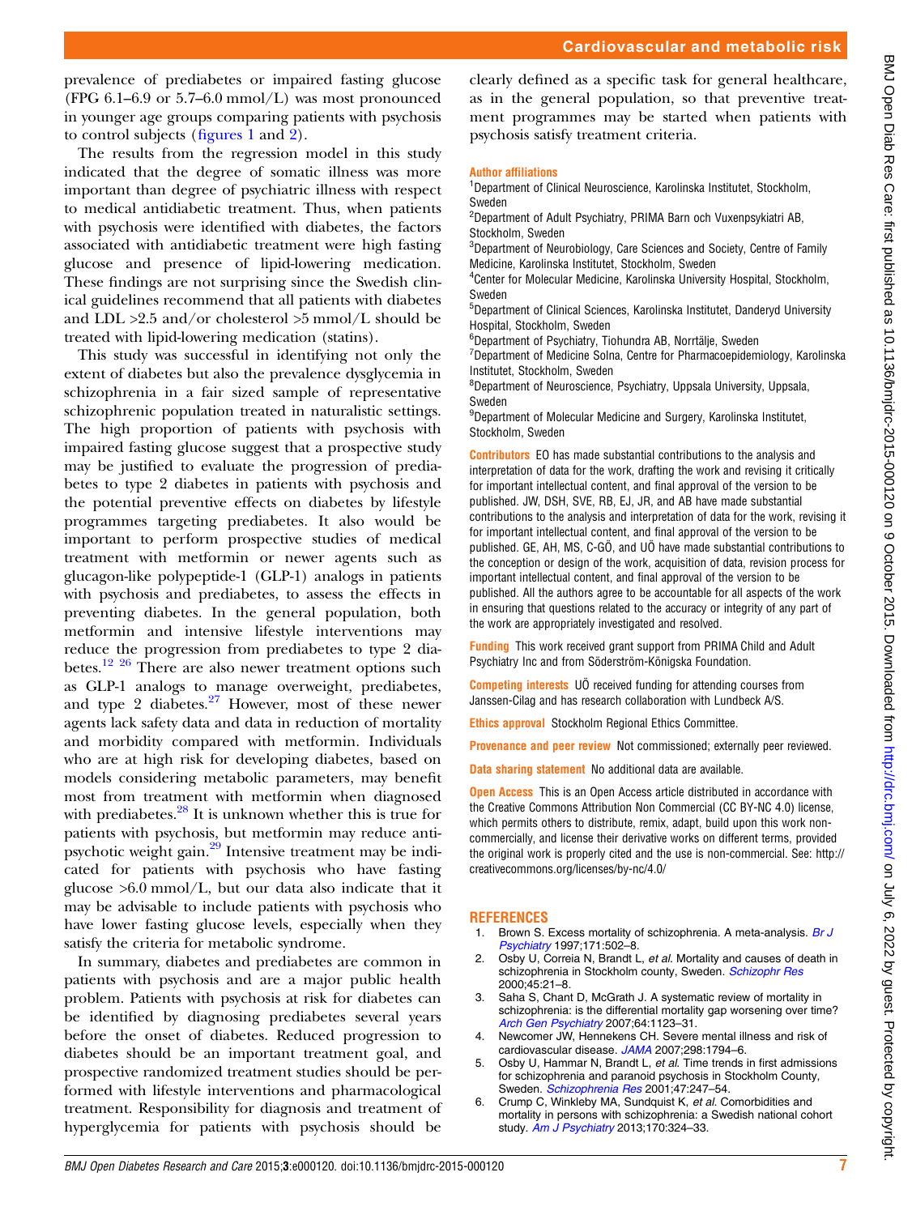prevalence of prediabetes or impaired fasting glucose (FPG 6.1–6.9 or 5.7–6.0 mmol/L) was most pronounced in younger age groups comparing patients with psychosis to control subjects (figures 1 and 2).

The results from the regression model in this study indicated that the degree of somatic illness was more important than degree of psychiatric illness with respect to medical antidiabetic treatment. Thus, when patients with psychosis were identified with diabetes, the factors associated with antidiabetic treatment were high fasting glucose and presence of lipid-lowering medication. These findings are not surprising since the Swedish clinical guidelines recommend that all patients with diabetes and LDL >2.5 and/or cholesterol >5 mmol/L should be treated with lipid-lowering medication (statins).

This study was successful in identifying not only the extent of diabetes but also the prevalence dysglycemia in schizophrenia in a fair sized sample of representative schizophrenic population treated in naturalistic settings. The high proportion of patients with psychosis with impaired fasting glucose suggest that a prospective study may be justified to evaluate the progression of prediabetes to type 2 diabetes in patients with psychosis and the potential preventive effects on diabetes by lifestyle programmes targeting prediabetes. It also would be important to perform prospective studies of medical treatment with metformin or newer agents such as glucagon-like polypeptide-1 (GLP-1) analogs in patients with psychosis and prediabetes, to assess the effects in preventing diabetes. In the general population, both metformin and intensive lifestyle interventions may reduce the progression from prediabetes to type 2 diabetes.[12 26] There are also newer treatment options such as GLP-1 analogs to manage overweight, prediabetes, and type 2 diabetes.[27] However, most of these newer agents lack safety data and data in reduction of mortality and morbidity compared with metformin. Individuals who are at high risk for developing diabetes, based on models considering metabolic parameters, may benefit most from treatment with metformin when diagnosed with prediabetes.[28] It is unknown whether this is true for patients with psychosis, but metformin may reduce antipsychotic weight gain.[29] Intensive treatment may be indicated for patients with psychosis who have fasting glucose >6.0 mmol/L, but our data also indicate that it may be advisable to include patients with psychosis who have lower fasting glucose levels, especially when they satisfy the criteria for metabolic syndrome.

In summary, diabetes and prediabetes are common in patients with psychosis and are a major public health problem. Patients with psychosis at risk for diabetes can be identified by diagnosing prediabetes several years before the onset of diabetes. Reduced progression to diabetes should be an important treatment goal, and prospective randomized treatment studies should be performed with lifestyle interventions and pharmacological treatment. Responsibility for diagnosis and treatment of hyperglycemia for patients with psychosis should be clearly defined as a specific task for general healthcare, as in the general population, so that preventive treatment programmes may be started when patients with psychosis satisfy treatment criteria.

**Author affiliations**

[1]Department of Clinical Neuroscience, Karolinska Institutet, Stockholm, Sweden
[2]Department of Adult Psychiatry, PRIMA Barn och Vuxenpsykiatri AB, Stockholm, Sweden
[3]Department of Neurobiology, Care Sciences and Society, Centre of Family Medicine, Karolinska Institutet, Stockholm, Sweden
[4]Center for Molecular Medicine, Karolinska University Hospital, Stockholm, Sweden
[5]Department of Clinical Sciences, Karolinska Institutet, Danderyd University Hospital, Stockholm, Sweden
[6]Department of Psychiatry, Tiohundra AB, Norrtälje, Sweden
[7]Department of Medicine Solna, Centre for Pharmacoepidemiology, Karolinska Institutet, Stockholm, Sweden
[8]Department of Neuroscience, Psychiatry, Uppsala University, Uppsala, Sweden
[9]Department of Molecular Medicine and Surgery, Karolinska Institutet, Stockholm, Sweden

**Contributors** EO has made substantial contributions to the analysis and interpretation of data for the work, drafting the work and revising it critically for important intellectual content, and final approval of the version to be published. JW, DSH, SVE, RB, EJ, JR, and AB have made substantial contributions to the analysis and interpretation of data for the work, revising it for important intellectual content, and final approval of the version to be published. GE, AH, MS, C-GÖ, and UÖ have made substantial contributions to the conception or design of the work, acquisition of data, revision process for important intellectual content, and final approval of the version to be published. All the authors agree to be accountable for all aspects of the work in ensuring that questions related to the accuracy or integrity of any part of the work are appropriately investigated and resolved.

**Funding** This work received grant support from PRIMA Child and Adult Psychiatry Inc and from Söderström-Königska Foundation.

**Competing interests** UÖ received funding for attending courses from Janssen-Cilag and has research collaboration with Lundbeck A/S.

**Ethics approval** Stockholm Regional Ethics Committee.

**Provenance and peer review** Not commissioned; externally peer reviewed.

**Data sharing statement** No additional data are available.

**Open Access** This is an Open Access article distributed in accordance with the Creative Commons Attribution Non Commercial (CC BY-NC 4.0) license, which permits others to distribute, remix, adapt, build upon this work non-commercially, and license their derivative works on different terms, provided the original work is properly cited and the use is non-commercial. See: http://creativecommons.org/licenses/by-nc/4.0/

## REFERENCES

1. Brown S. Excess mortality of schizophrenia. A meta-analysis. *Br J Psychiatry* 1997;171:502–8.
2. Osby U, Correia N, Brandt L, *et al*. Mortality and causes of death in schizophrenia in Stockholm county, Sweden. *Schizophr Res* 2000;45:21–8.
3. Saha S, Chant D, McGrath J. A systematic review of mortality in schizophrenia: is the differential mortality gap worsening over time? *Arch Gen Psychiatry* 2007;64:1123–31.
4. Newcomer JW, Hennekens CH. Severe mental illness and risk of cardiovascular disease. *JAMA* 2007;298:1794–6.
5. Osby U, Hammar N, Brandt L, *et al*. Time trends in first admissions for schizophrenia and paranoid psychosis in Stockholm County, Sweden. *Schizophrenia Res* 2001;47:247–54.
6. Crump C, Winkleby MA, Sundquist K, *et al*. Comorbidities and mortality in persons with schizophrenia: a Swedish national cohort study. *Am J Psychiatry* 2013;170:324–33.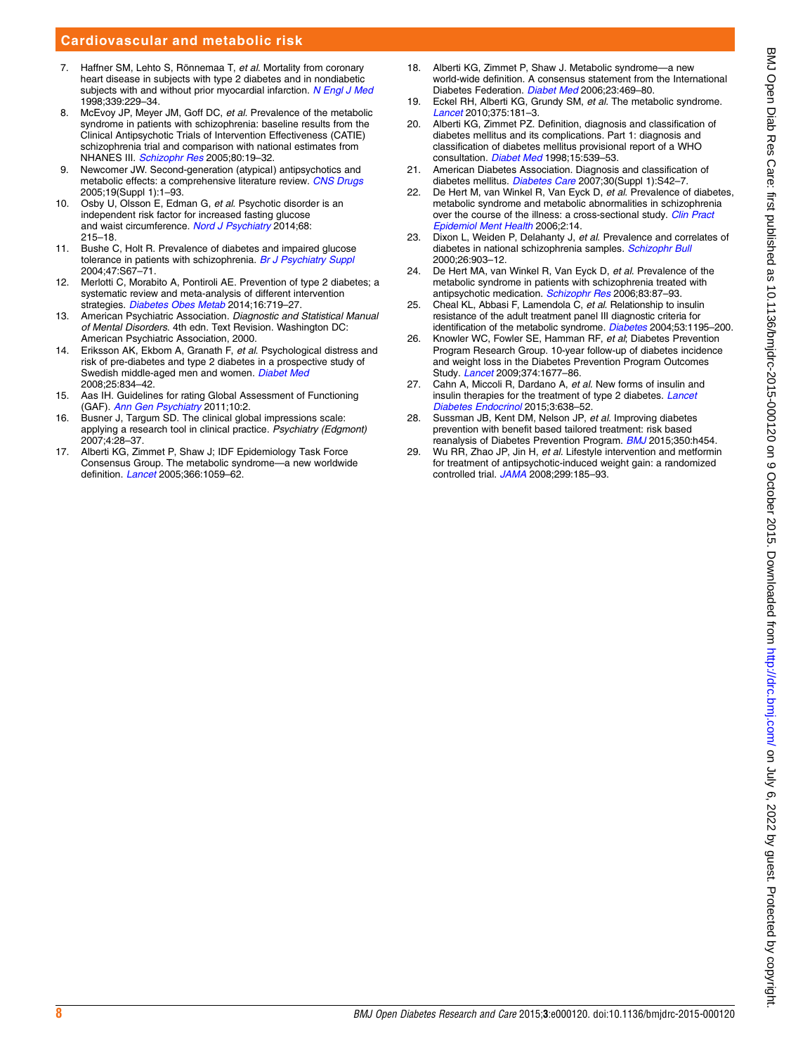7. Haffner SM, Lehto S, Rönnemaa T, *et al.* Mortality from coronary heart disease in subjects with type 2 diabetes and in nondiabetic subjects with and without prior myocardial infarction. *N Engl J Med* 1998;339:229–34.
8. McEvoy JP, Meyer JM, Goff DC, *et al.* Prevalence of the metabolic syndrome in patients with schizophrenia: baseline results from the Clinical Antipsychotic Trials of Intervention Effectiveness (CATIE) schizophrenia trial and comparison with national estimates from NHANES III. *Schizophr Res* 2005;80:19–32.
9. Newcomer JW. Second-generation (atypical) antipsychotics and metabolic effects: a comprehensive literature review. *CNS Drugs* 2005;19(Suppl 1):1–93.
10. Osby U, Olsson E, Edman G, *et al.* Psychotic disorder is an independent risk factor for increased fasting glucose and waist circumference. *Nord J Psychiatry* 2014;68: 215–18.
11. Bushe C, Holt R. Prevalence of diabetes and impaired glucose tolerance in patients with schizophrenia. *Br J Psychiatry Suppl* 2004;47:S67–71.
12. Merlotti C, Morabito A, Pontiroli AE. Prevention of type 2 diabetes; a systematic review and meta-analysis of different intervention strategies. *Diabetes Obes Metab* 2014;16:719–27.
13. American Psychiatric Association. *Diagnostic and Statistical Manual of Mental Disorders*. 4th edn. Text Revision. Washington DC: American Psychiatric Association, 2000.
14. Eriksson AK, Ekbom A, Granath F, *et al.* Psychological distress and risk of pre-diabetes and type 2 diabetes in a prospective study of Swedish middle-aged men and women. *Diabet Med* 2008;25:834–42.
15. Aas IH. Guidelines for rating Global Assessment of Functioning (GAF). *Ann Gen Psychiatry* 2011;10:2.
16. Busner J, Targum SD. The clinical global impressions scale: applying a research tool in clinical practice. *Psychiatry (Edgmont)* 2007;4:28–37.
17. Alberti KG, Zimmet P, Shaw J; IDF Epidemiology Task Force Consensus Group. The metabolic syndrome—a new worldwide definition. *Lancet* 2005;366:1059–62.
18. Alberti KG, Zimmet P, Shaw J. Metabolic syndrome—a new world-wide definition. A consensus statement from the International Diabetes Federation. *Diabet Med* 2006;23:469–80.
19. Eckel RH, Alberti KG, Grundy SM, *et al.* The metabolic syndrome. *Lancet* 2010;375:181–3.
20. Alberti KG, Zimmet PZ. Definition, diagnosis and classification of diabetes mellitus and its complications. Part 1: diagnosis and classification of diabetes mellitus provisional report of a WHO consultation. *Diabet Med* 1998;15:539–53.
21. American Diabetes Association. Diagnosis and classification of diabetes mellitus. *Diabetes Care* 2007;30(Suppl 1):S42–7.
22. De Hert M, van Winkel R, Van Eyck D, *et al.* Prevalence of diabetes, metabolic syndrome and metabolic abnormalities in schizophrenia over the course of the illness: a cross-sectional study. *Clin Pract Epidemiol Ment Health* 2006;2:14.
23. Dixon L, Weiden P, Delahanty J, *et al.* Prevalence and correlates of diabetes in national schizophrenia samples. *Schizophr Bull* 2000;26:903–12.
24. De Hert MA, van Winkel R, Van Eyck D, *et al.* Prevalence of the metabolic syndrome in patients with schizophrenia treated with antipsychotic medication. *Schizophr Res* 2006;83:87–93.
25. Cheal KL, Abbasi F, Lamendola C, *et al.* Relationship to insulin resistance of the adult treatment panel III diagnostic criteria for identification of the metabolic syndrome. *Diabetes* 2004;53:1195–200.
26. Knowler WC, Fowler SE, Hamman RF, *et al*; Diabetes Prevention Program Research Group. 10-year follow-up of diabetes incidence and weight loss in the Diabetes Prevention Program Outcomes Study. *Lancet* 2009;374:1677–86.
27. Cahn A, Miccoli R, Dardano A, *et al.* New forms of insulin and insulin therapies for the treatment of type 2 diabetes. *Lancet Diabetes Endocrinol* 2015;3:638–52.
28. Sussman JB, Kent DM, Nelson JP, *et al.* Improving diabetes prevention with benefit based tailored treatment: risk based reanalysis of Diabetes Prevention Program. *BMJ* 2015;350:h454.
29. Wu RR, Zhao JP, Jin H, *et al.* Lifestyle intervention and metformin for treatment of antipsychotic-induced weight gain: a randomized controlled trial. *JAMA* 2008;299:185–93.